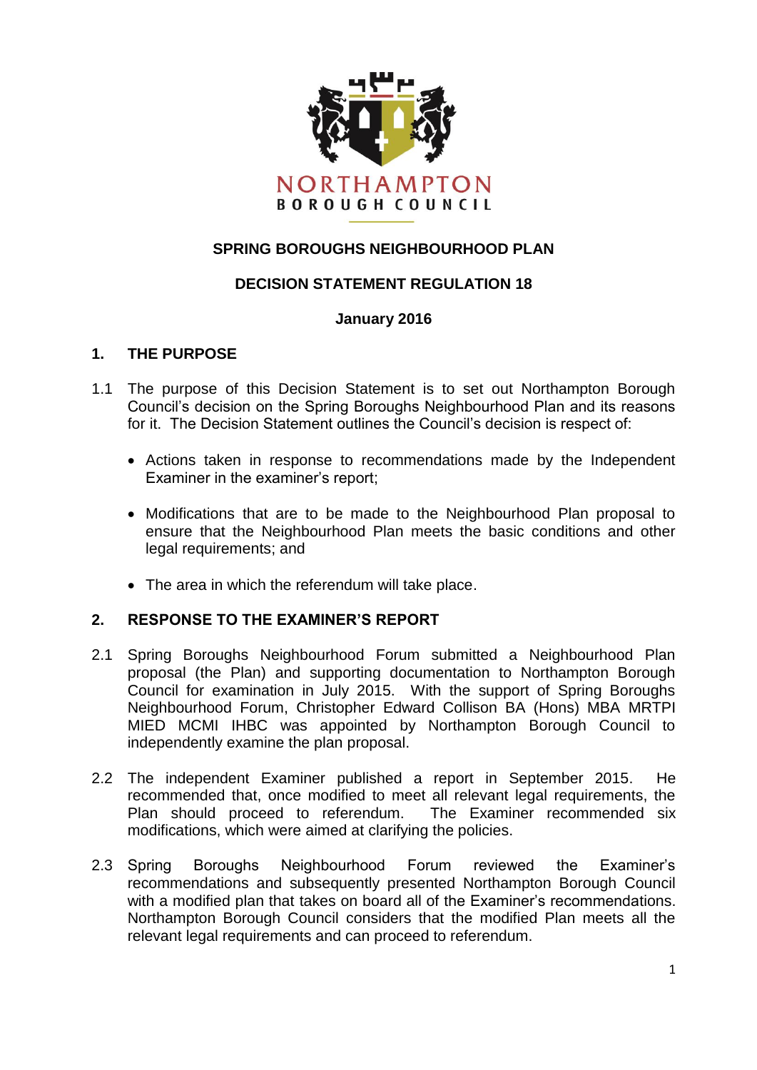NORTHAMPTON
BOROUGH COUNCIL

# SPRING BOROUGHS NEIGHBOURHOOD PLAN

## DECISION STATEMENT REGULATION 18

**January 2016**

## 1. THE PURPOSE

1.1 The purpose of this Decision Statement is to set out Northampton Borough Council's decision on the Spring Boroughs Neighbourhood Plan and its reasons for it. The Decision Statement outlines the Council's decision is respect of:

- Actions taken in response to recommendations made by the Independent Examiner in the examiner's report;
- Modifications that are to be made to the Neighbourhood Plan proposal to ensure that the Neighbourhood Plan meets the basic conditions and other legal requirements; and
- The area in which the referendum will take place.

## 2. RESPONSE TO THE EXAMINER'S REPORT

2.1 Spring Boroughs Neighbourhood Forum submitted a Neighbourhood Plan proposal (the Plan) and supporting documentation to Northampton Borough Council for examination in July 2015. With the support of Spring Boroughs Neighbourhood Forum, Christopher Edward Collison BA (Hons) MBA MRTPI MIED MCMI IHBC was appointed by Northampton Borough Council to independently examine the plan proposal.

2.2 The independent Examiner published a report in September 2015. He recommended that, once modified to meet all relevant legal requirements, the Plan should proceed to referendum. The Examiner recommended six modifications, which were aimed at clarifying the policies.

2.3 Spring Boroughs Neighbourhood Forum reviewed the Examiner's recommendations and subsequently presented Northampton Borough Council with a modified plan that takes on board all of the Examiner's recommendations. Northampton Borough Council considers that the modified Plan meets all the relevant legal requirements and can proceed to referendum.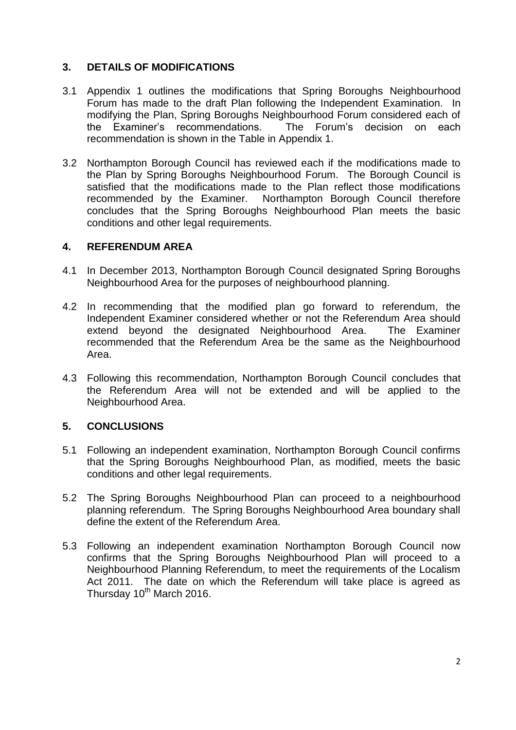## 3. DETAILS OF MODIFICATIONS

3.1 Appendix 1 outlines the modifications that Spring Boroughs Neighbourhood Forum has made to the draft Plan following the Independent Examination. In modifying the Plan, Spring Boroughs Neighbourhood Forum considered each of the Examiner's recommendations. The Forum's decision on each recommendation is shown in the Table in Appendix 1.

3.2 Northampton Borough Council has reviewed each if the modifications made to the Plan by Spring Boroughs Neighbourhood Forum. The Borough Council is satisfied that the modifications made to the Plan reflect those modifications recommended by the Examiner. Northampton Borough Council therefore concludes that the Spring Boroughs Neighbourhood Plan meets the basic conditions and other legal requirements.

## 4. REFERENDUM AREA

4.1 In December 2013, Northampton Borough Council designated Spring Boroughs Neighbourhood Area for the purposes of neighbourhood planning.

4.2 In recommending that the modified plan go forward to referendum, the Independent Examiner considered whether or not the Referendum Area should extend beyond the designated Neighbourhood Area. The Examiner recommended that the Referendum Area be the same as the Neighbourhood Area.

4.3 Following this recommendation, Northampton Borough Council concludes that the Referendum Area will not be extended and will be applied to the Neighbourhood Area.

## 5. CONCLUSIONS

5.1 Following an independent examination, Northampton Borough Council confirms that the Spring Boroughs Neighbourhood Plan, as modified, meets the basic conditions and other legal requirements.

5.2 The Spring Boroughs Neighbourhood Plan can proceed to a neighbourhood planning referendum. The Spring Boroughs Neighbourhood Area boundary shall define the extent of the Referendum Area.

5.3 Following an independent examination Northampton Borough Council now confirms that the Spring Boroughs Neighbourhood Plan will proceed to a Neighbourhood Planning Referendum, to meet the requirements of the Localism Act 2011. The date on which the Referendum will take place is agreed as Thursday 10th March 2016.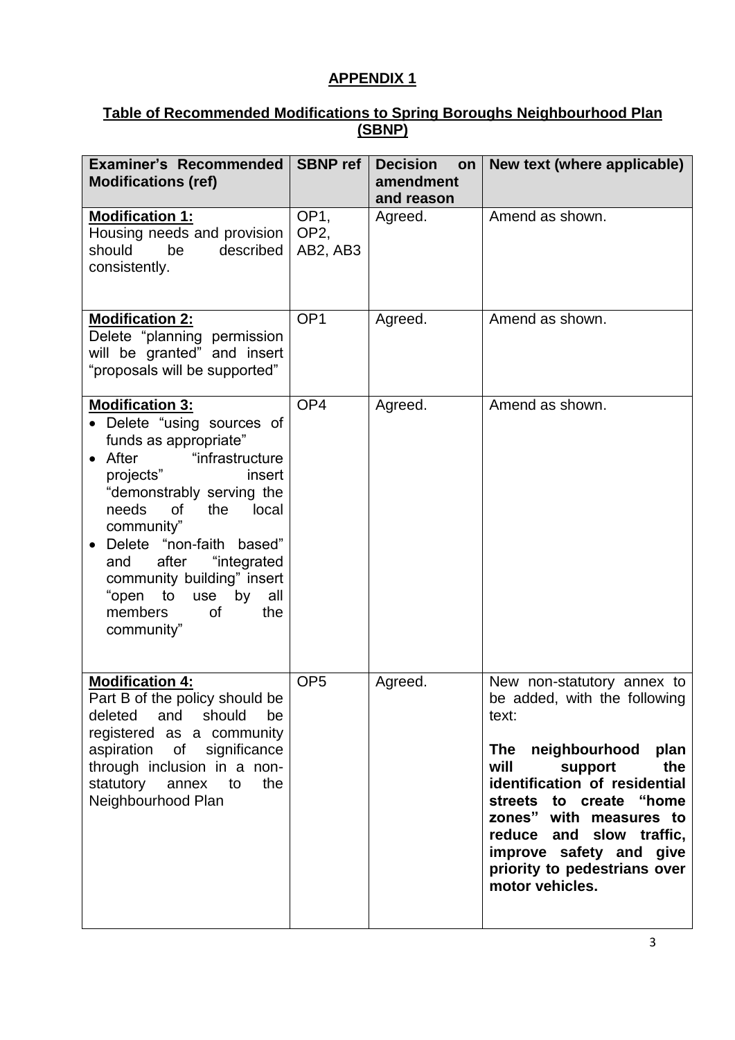## APPENDIX 1

### Table of Recommended Modifications to Spring Boroughs Neighbourhood Plan (SBNP)

| Examiner's Recommended Modifications (ref) | SBNP ref | Decision on amendment and reason | New text (where applicable) |
|---|---|---|---|
| **Modification 1:**<br>Housing needs and provision should be described consistently. | OP1, OP2, AB2, AB3 | Agreed. | Amend as shown. |
| **Modification 2:**<br>Delete "planning permission will be granted" and insert "proposals will be supported" | OP1 | Agreed. | Amend as shown. |
| **Modification 3:**<br>• Delete "using sources of funds as appropriate"<br>• After "infrastructure projects" insert "demonstrably serving the needs of the local community"<br>• Delete "non-faith based" and after "integrated community building" insert "open to use by all members of the community" | OP4 | Agreed. | Amend as shown. |
| **Modification 4:**<br>Part B of the policy should be deleted and should be registered as a community aspiration of significance through inclusion in a non-statutory annex to the Neighbourhood Plan | OP5 | Agreed. | New non-statutory annex to be added, with the following text:<br><br>**The neighbourhood plan will support the identification of residential streets to create "home zones" with measures to reduce and slow traffic, improve safety and give priority to pedestrians over motor vehicles.** |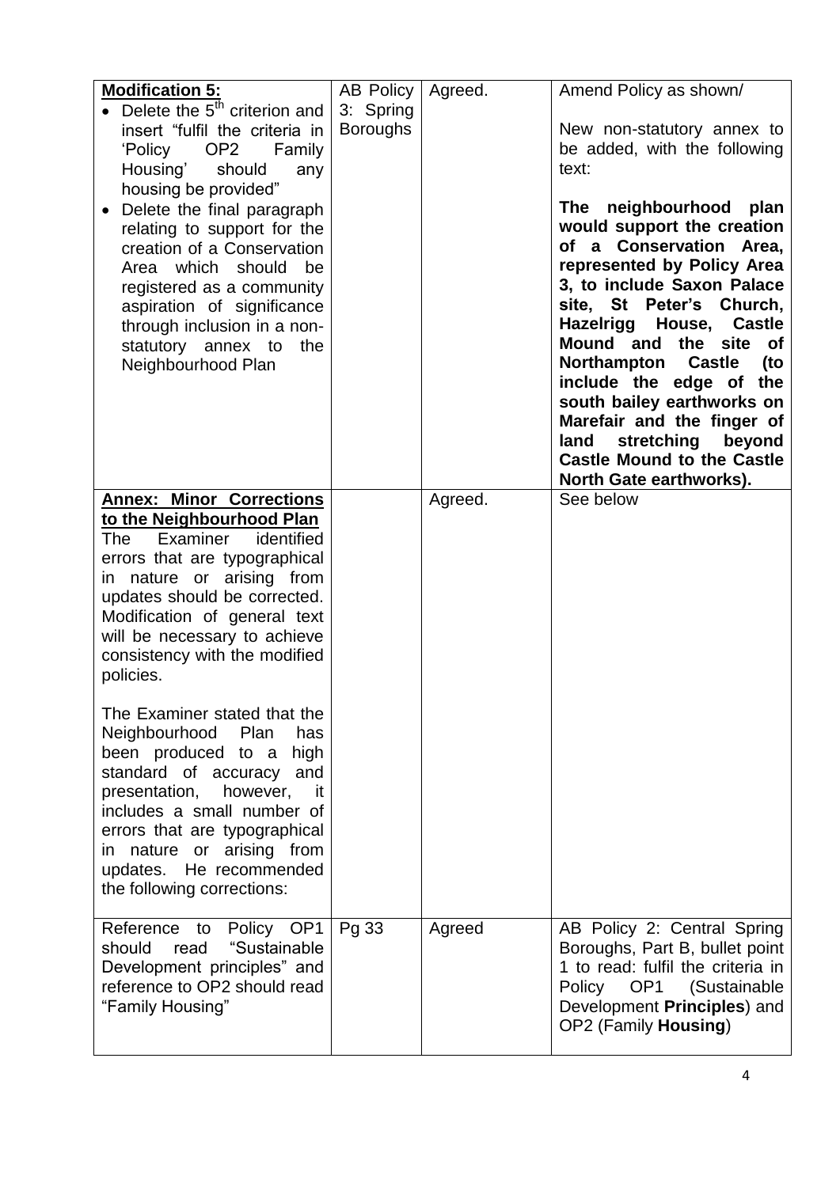| | | | |
|---|---|---|---|
| **Modification 5:**<br>• Delete the 5th criterion and insert "fulfil the criteria in 'Policy OP2 Family Housing' should any housing be provided"<br>• Delete the final paragraph relating to support for the creation of a Conservation Area which should be registered as a community aspiration of significance through inclusion in a non-statutory annex to the Neighbourhood Plan | AB Policy 3: Spring Boroughs | Agreed. | Amend Policy as shown/<br><br>New non-statutory annex to be added, with the following text:<br><br>**The neighbourhood plan would support the creation of a Conservation Area, represented by Policy Area 3, to include Saxon Palace site, St Peter's Church, Hazelrigg House, Castle Mound and the site of Northampton Castle (to include the edge of the south bailey earthworks on Marefair and the finger of land stretching beyond Castle Mound to the Castle North Gate earthworks).** |
| **Annex: Minor Corrections to the Neighbourhood Plan**<br>The Examiner identified errors that are typographical in nature or arising from updates should be corrected. Modification of general text will be necessary to achieve consistency with the modified policies.<br><br>The Examiner stated that the Neighbourhood Plan has been produced to a high standard of accuracy and presentation, however, it includes a small number of errors that are typographical in nature or arising from updates. He recommended the following corrections: | | Agreed. | See below |
| Reference to Policy OP1 should read "Sustainable Development principles" and reference to OP2 should read "Family Housing" | Pg 33 | Agreed | AB Policy 2: Central Spring Boroughs, Part B, bullet point 1 to read: fulfil the criteria in Policy OP1 (Sustainable Development **Principles**) and OP2 (Family **Housing**) |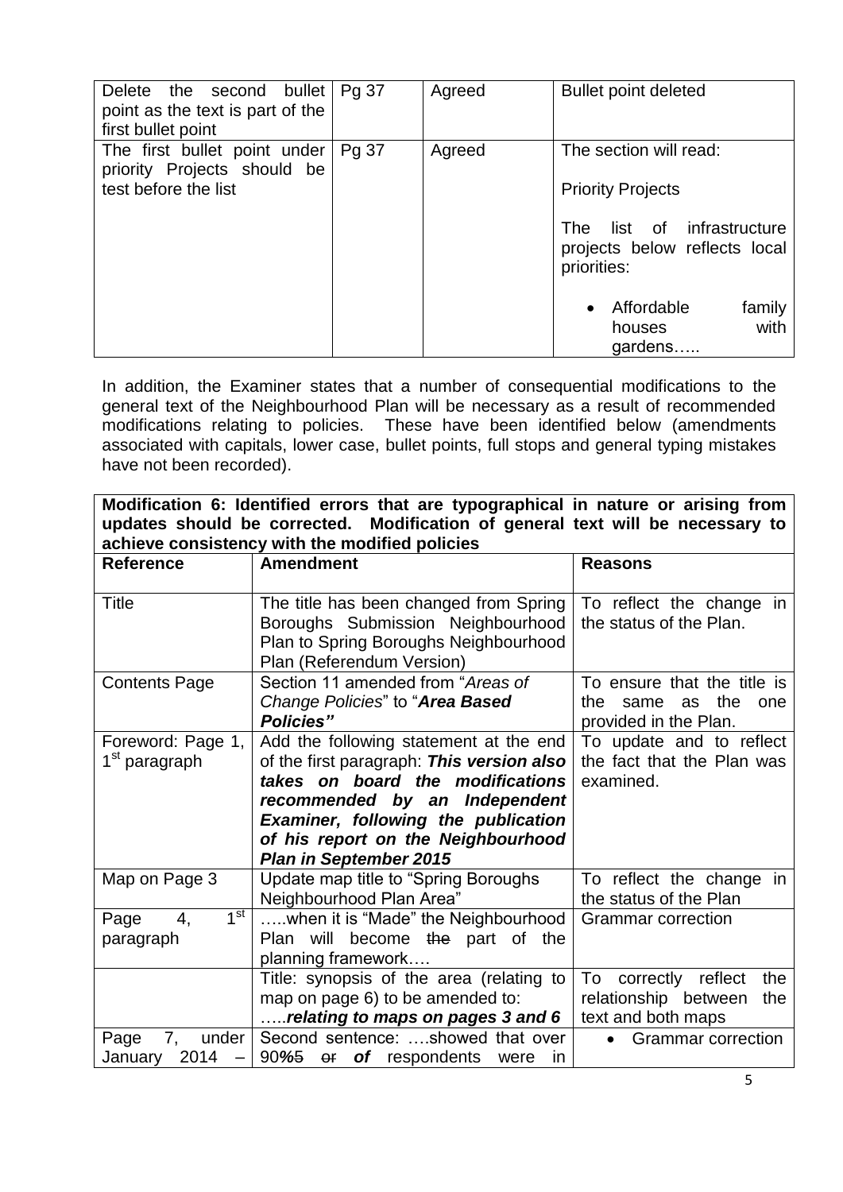| Delete the second bullet point as the text is part of the first bullet point | Pg 37 | Agreed | Bullet point deleted |
|---|---|---|---|
| The first bullet point under priority Projects should be test before the list | Pg 37 | Agreed | The section will read:<br><br>Priority Projects<br><br>The list of infrastructure projects below reflects local priorities:<br><br>• Affordable family houses with gardens….. |

In addition, the Examiner states that a number of consequential modifications to the general text of the Neighbourhood Plan will be necessary as a result of recommended modifications relating to policies. These have been identified below (amendments associated with capitals, lower case, bullet points, full stops and general typing mistakes have not been recorded).

| **Modification 6: Identified errors that are typographical in nature or arising from updates should be corrected. Modification of general text will be necessary to achieve consistency with the modified policies** | | |
|---|---|---|
| **Reference** | **Amendment** | **Reasons** |
| Title | The title has been changed from Spring Boroughs Submission Neighbourhood Plan to Spring Boroughs Neighbourhood Plan (Referendum Version) | To reflect the change in the status of the Plan. |
| Contents Page | Section 11 amended from "*Areas of Change Policies*" to "***Area Based Policies***" | To ensure that the title is the same as the one provided in the Plan. |
| Foreword: Page 1, 1st paragraph | Add the following statement at the end of the first paragraph: ***This version also takes on board the modifications recommended by an Independent Examiner, following the publication of his report on the Neighbourhood Plan in September 2015*** | To update and to reflect the fact that the Plan was examined. |
| Map on Page 3 | Update map title to "Spring Boroughs Neighbourhood Plan Area" | To reflect the change in the status of the Plan |
| Page 4, 1st paragraph | …..when it is "Made" the Neighbourhood Plan will become ~~the~~ part of the planning framework…. | Grammar correction |
| | Title: synopsis of the area (relating to map on page 6) to be amended to: …..***relating to maps on pages 3 and 6*** | To correctly reflect the relationship between the text and both maps |
| Page 7, under January 2014 – | Second sentence: ….showed that over 90***%***~~5~~ ~~or~~ ***of*** respondents were in | • Grammar correction |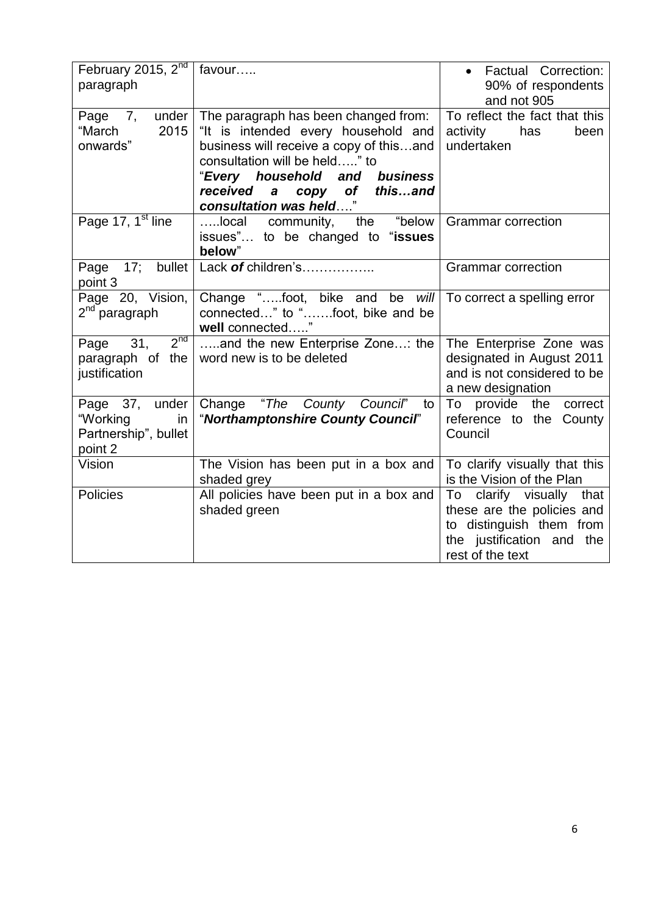| | | |
|---|---|---|
| February 2015, 2nd paragraph | favour….. | • Factual Correction: 90% of respondents and not 905 |
| Page 7, under "March 2015 onwards" | The paragraph has been changed from: "It is intended every household and business will receive a copy of this…and consultation will be held….." to "***Every household and business received a copy of this…and consultation was held***…." | To reflect the fact that this activity has been undertaken |
| Page 17, 1st line | …..local community, the "below issues"… to be changed to "**issues below**" | Grammar correction |
| Page 17; bullet point 3 | Lack ***of*** children's…………….. | Grammar correction |
| Page 20, Vision, 2nd paragraph | Change "…..foot, bike and be *will* connected…" to "…….foot, bike and be **well** connected….." | To correct a spelling error |
| Page 31, 2nd paragraph of the justification | …..and the new Enterprise Zone…: the word new is to be deleted | The Enterprise Zone was designated in August 2011 and is not considered to be a new designation |
| Page 37, under "Working in Partnership", bullet point 2 | Change "*The County Council*" to "***Northamptonshire County Council***" | To provide the correct reference to the County Council |
| Vision | The Vision has been put in a box and shaded grey | To clarify visually that this is the Vision of the Plan |
| Policies | All policies have been put in a box and shaded green | To clarify visually that these are the policies and to distinguish them from the justification and the rest of the text |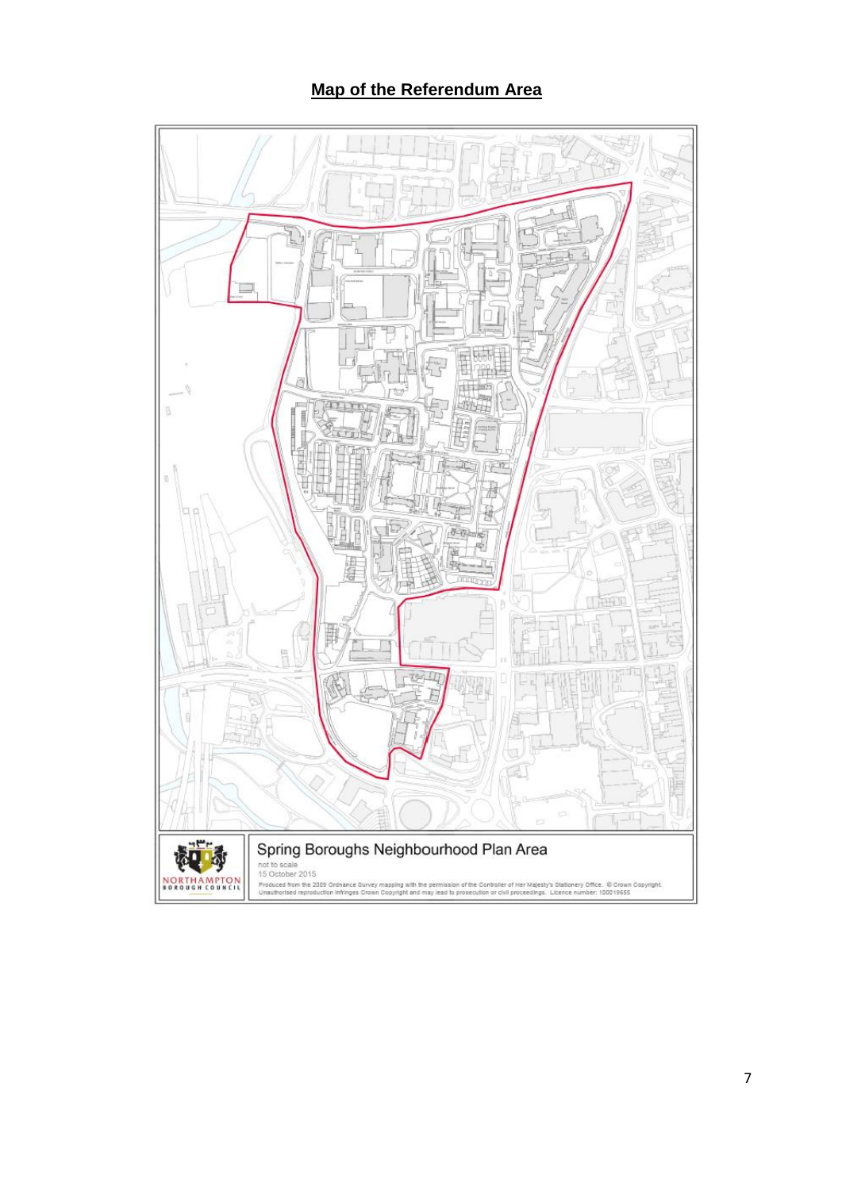**Map of the Referendum Area**

Spring Boroughs Neighbourhood Plan Area

not to scale

15 October 2015

Produced from the 2009 Ordnance Survey mapping with the permission of the Controller of Her Majesty's Stationery Office. © Crown Copyright. Unauthorised reproduction infringes Crown Copyright and may lead to prosecution or civil proceedings. Licence number: 100019655

NORTHAMPTON BOROUGH COUNCIL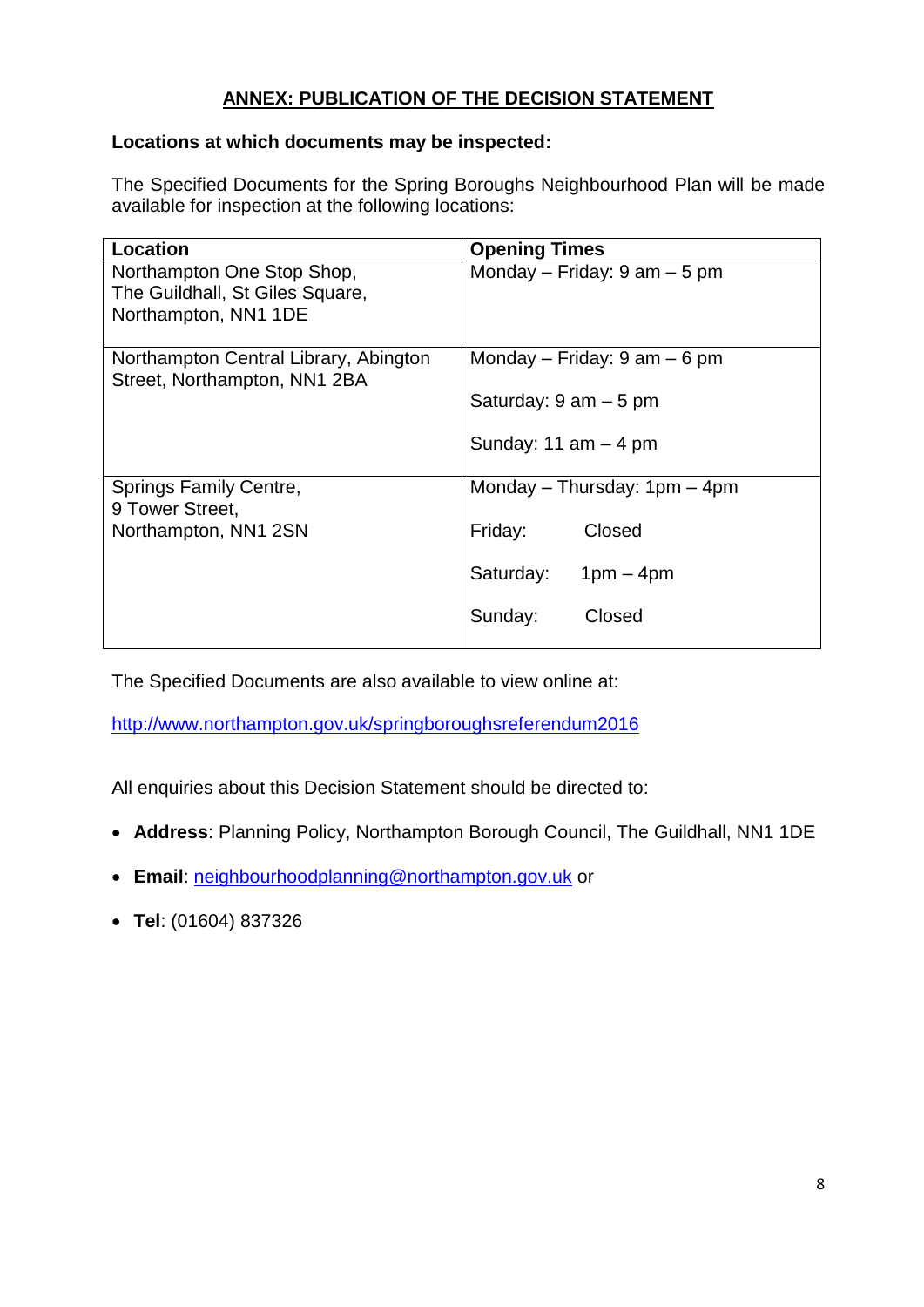## ANNEX: PUBLICATION OF THE DECISION STATEMENT

**Locations at which documents may be inspected:**

The Specified Documents for the Spring Boroughs Neighbourhood Plan will be made available for inspection at the following locations:

| Location | Opening Times |
|---|---|
| Northampton One Stop Shop, The Guildhall, St Giles Square, Northampton, NN1 1DE | Monday – Friday: 9 am – 5 pm |
| Northampton Central Library, Abington Street, Northampton, NN1 2BA | Monday – Friday: 9 am – 6 pm<br><br>Saturday: 9 am – 5 pm<br><br>Sunday: 11 am – 4 pm |
| Springs Family Centre, 9 Tower Street, Northampton, NN1 2SN | Monday – Thursday: 1pm – 4pm<br><br>Friday: Closed<br><br>Saturday: 1pm – 4pm<br><br>Sunday: Closed |

The Specified Documents are also available to view online at:

http://www.northampton.gov.uk/springboroughsreferendum2016

All enquiries about this Decision Statement should be directed to:

- **Address**: Planning Policy, Northampton Borough Council, The Guildhall, NN1 1DE
- **Email**: neighbourhoodplanning@northampton.gov.uk or
- **Tel**: (01604) 837326